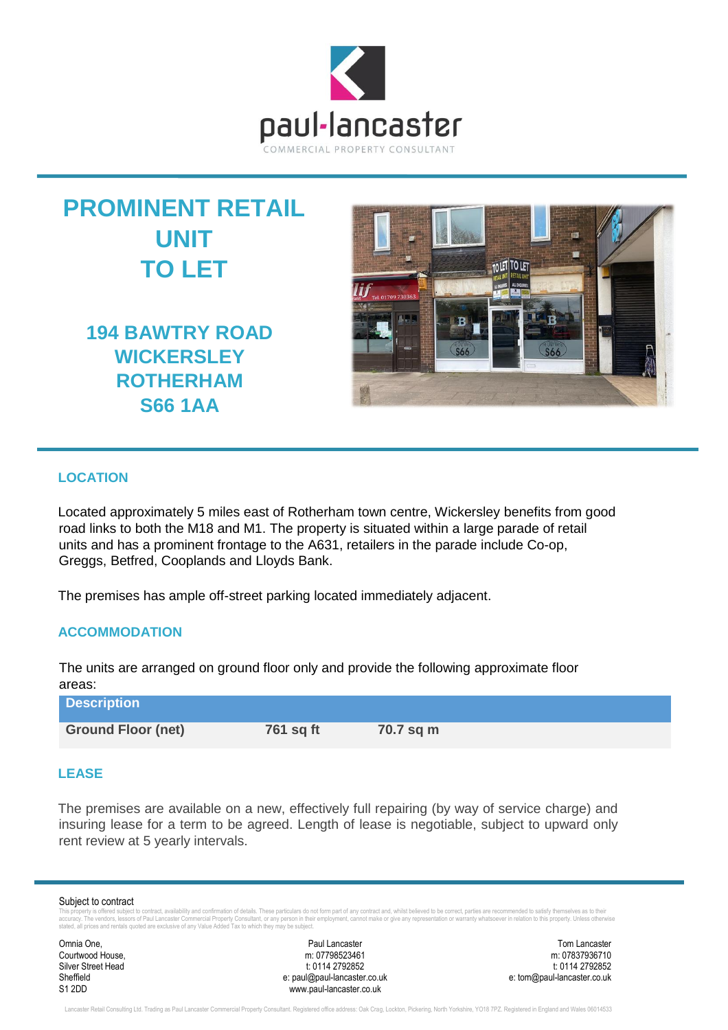paul-lancaster

COMMERCIAL PROPERTY CONSULTANT

# PROMINENT RETAIL UNIT TO LET

## 194 BAWTRY ROAD WICKERSLEY ROTHERHAM S66 1AA

### LOCATION

Located approximately 5 miles east of Rotherham town centre, Wickersley benefits from good road links to both the M18 and M1. The property is situated within a large parade of retail units and has a prominent frontage to the A631, retailers in the parade include Co-op, Greggs, Betfred, Cooplands and Lloyds Bank.

The premises has ample off-street parking located immediately adjacent.

### ACCOMMODATION

The units are arranged on ground floor only and provide the following approximate floor areas:

| Description | | |
|---|---|---|
| **Ground Floor (net)** | **761 sq ft** | **70.7 sq m** |

### LEASE

The premises are available on a new, effectively full repairing (by way of service charge) and insuring lease for a term to be agreed. Length of lease is negotiable, subject to upward only rent review at 5 yearly intervals.

Subject to contract

This property is offered subject to contract, availability and confirmation of details. These particulars do not form part of any contract and, whilst believed to be correct, parties are recommended to satisfy themselves as to their accuracy. The vendors, lessors of Paul Lancaster Commercial Property Consultant, or any person in their employment, cannot make or give any representation or warranty whatsoever in relation to this property. Unless otherwise stated, all prices and rentals quoted are exclusive of any Value Added Tax to which they may be subject.

Omnia One,
Courtwood House,
Silver Street Head
Sheffield
S1 2DD

Paul Lancaster
m: 07798523461
t: 0114 2792852
e: paul@paul-lancaster.co.uk
www.paul-lancaster.co.uk

Tom Lancaster
m: 07837936710
t: 0114 2792852
e: tom@paul-lancaster.co.uk

Lancaster Retail Consulting Ltd. Trading as Paul Lancaster Commercial Property Consultant. Registered office address: Oak Crag, Lockton, Pickering, North Yorkshire, YO18 7PZ. Registered in England and Wales 06014533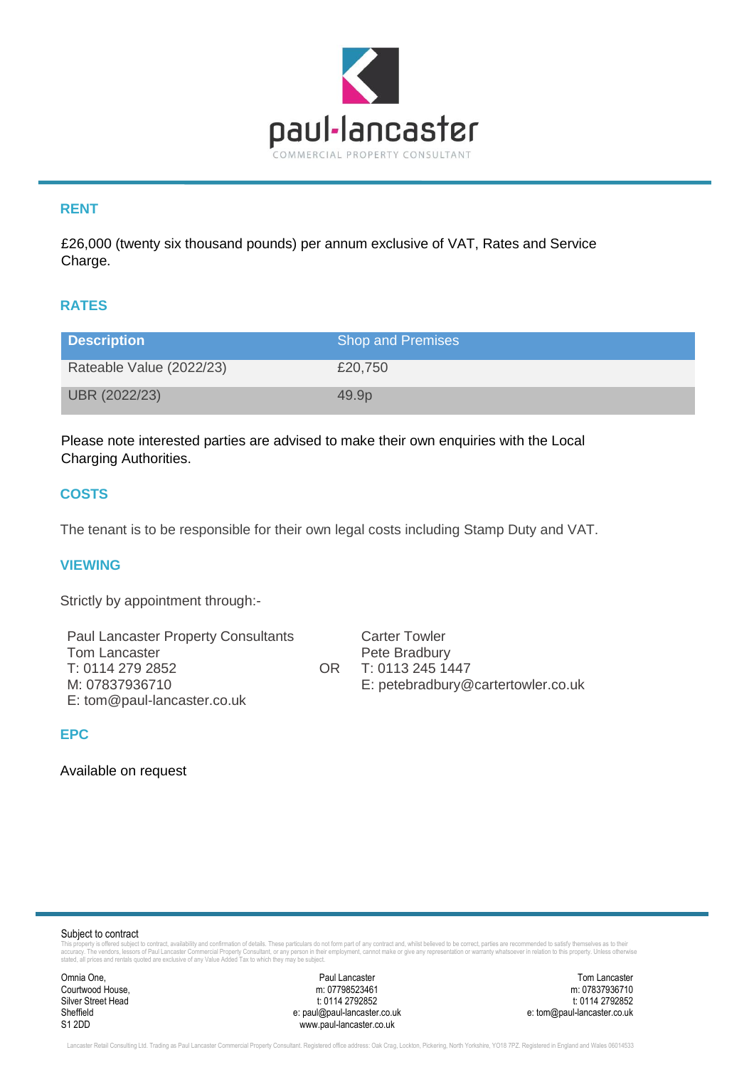## RENT

£26,000 (twenty six thousand pounds) per annum exclusive of VAT, Rates and Service Charge.

## RATES

| Description | Shop and Premises |
|---|---|
| Rateable Value (2022/23) | £20,750 |
| UBR (2022/23) | 49.9p |

Please note interested parties are advised to make their own enquiries with the Local Charging Authorities.

## COSTS

The tenant is to be responsible for their own legal costs including Stamp Duty and VAT.

## VIEWING

Strictly by appointment through:-

Paul Lancaster Property Consultants
Tom Lancaster
T: 0114 279 2852
M: 07837936710
E: tom@paul-lancaster.co.uk

OR

Carter Towler
Pete Bradbury
T: 0113 245 1447
E: petebradbury@cartertowler.co.uk

## EPC

Available on request

Subject to contract

This property is offered subject to contract, availability and confirmation of details. These particulars do not form part of any contract and, whilst believed to be correct, parties are recommended to satisfy themselves as to their accuracy. The vendors, lessors of Paul Lancaster Commercial Property Consultant, or any person in their employment, cannot make or give any representation or warranty whatsoever in relation to this property. Unless otherwise stated, all prices and rentals quoted are exclusive of any Value Added Tax to which they may be subject.

Omnia One,
Courtwood House,
Silver Street Head
Sheffield
S1 2DD

Paul Lancaster
m: 07798523461
t: 0114 2792852
e: paul@paul-lancaster.co.uk
www.paul-lancaster.co.uk

Tom Lancaster
m: 07837936710
t: 0114 2792852
e: tom@paul-lancaster.co.uk

Lancaster Retail Consulting Ltd. Trading as Paul Lancaster Commercial Property Consultant. Registered office address: Oak Crag, Lockton, Pickering, North Yorkshire, YO18 7PZ. Registered in England and Wales 06014533